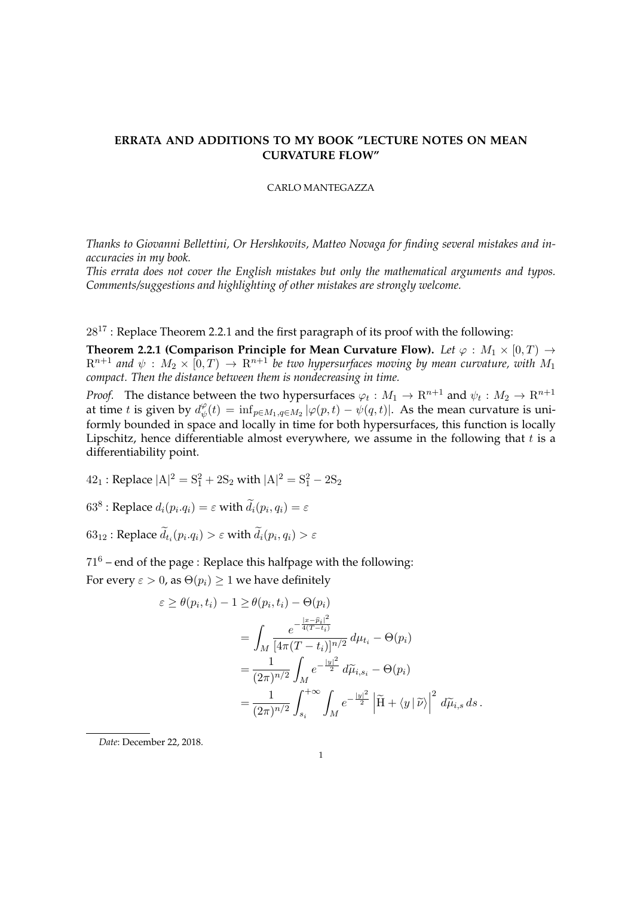# ERRATA AND ADDITIONS TO MY BOOK "LECTURE NOTES ON MEAN CURVATURE FLOW"

CARLO MANTEGAZZA

*Thanks to Giovanni Bellettini, Or Hershkovits, Matteo Novaga for finding several mistakes and inaccuracies in my book.*
*This errata does not cover the English mistakes but only the mathematical arguments and typos. Comments/suggestions and highlighting of other mistakes are strongly welcome.*

$28^{17}$ : Replace Theorem 2.2.1 and the first paragraph of its proof with the following:

**Theorem 2.2.1 (Comparison Principle for Mean Curvature Flow).** *Let $\varphi : M_1 \times [0,T) \to \mathrm{R}^{n+1}$ and $\psi : M_2 \times [0,T) \to \mathrm{R}^{n+1}$ be two hypersurfaces moving by mean curvature, with $M_1$ compact. Then the distance between them is nondecreasing in time.*

*Proof.* The distance between the two hypersurfaces $\varphi_t : M_1 \to \mathrm{R}^{n+1}$ and $\psi_t : M_2 \to \mathrm{R}^{n+1}$ at time $t$ is given by $d^{\varphi}_{\psi}(t) = \inf_{p \in M_1, q \in M_2} |\varphi(p,t) - \psi(q,t)|$. As the mean curvature is uniformly bounded in space and locally in time for both hypersurfaces, this function is locally Lipschitz, hence differentiable almost everywhere, we assume in the following that $t$ is a differentiability point.

$42_1$ : Replace $|\mathrm{A}|^2 = \mathrm{S}_1^2 + 2\mathrm{S}_2$ with $|\mathrm{A}|^2 = \mathrm{S}_1^2 - 2\mathrm{S}_2$

$63^8$ : Replace $d_i(p_i.q_i) = \varepsilon$ with $\widetilde{d}_i(p_i, q_i) = \varepsilon$

$63_{12}$ : Replace $\widetilde{d}_{t_i}(p_i.q_i) > \varepsilon$ with $\widetilde{d}_i(p_i, q_i) > \varepsilon$

$71^6$ – end of the page : Replace this halfpage with the following:

For every $\varepsilon > 0$, as $\Theta(p_i) \geq 1$ we have definitely

$$
\begin{aligned}
\varepsilon \geq \theta(p_i, t_i) - 1 \geq \theta(p_i, t_i) - \Theta(p_i) &= \int_M \frac{e^{-\frac{|x - \widehat{p}_i|^2}{4(T - t_i)}}}{[4\pi(T - t_i)]^{n/2}} \, d\mu_{t_i} - \Theta(p_i) \\
&= \frac{1}{(2\pi)^{n/2}} \int_M e^{-\frac{|y|^2}{2}} \, d\widetilde{\mu}_{i,s_i} - \Theta(p_i) \\
&= \frac{1}{(2\pi)^{n/2}} \int_{s_i}^{+\infty} \int_M e^{-\frac{|y|^2}{2}} \left| \widetilde{\mathrm{H}} + \langle y \,|\, \widetilde{\nu} \rangle \right|^2 \, d\widetilde{\mu}_{i,s} \, ds \,.
\end{aligned}
$$

*Date*: December 22, 2018.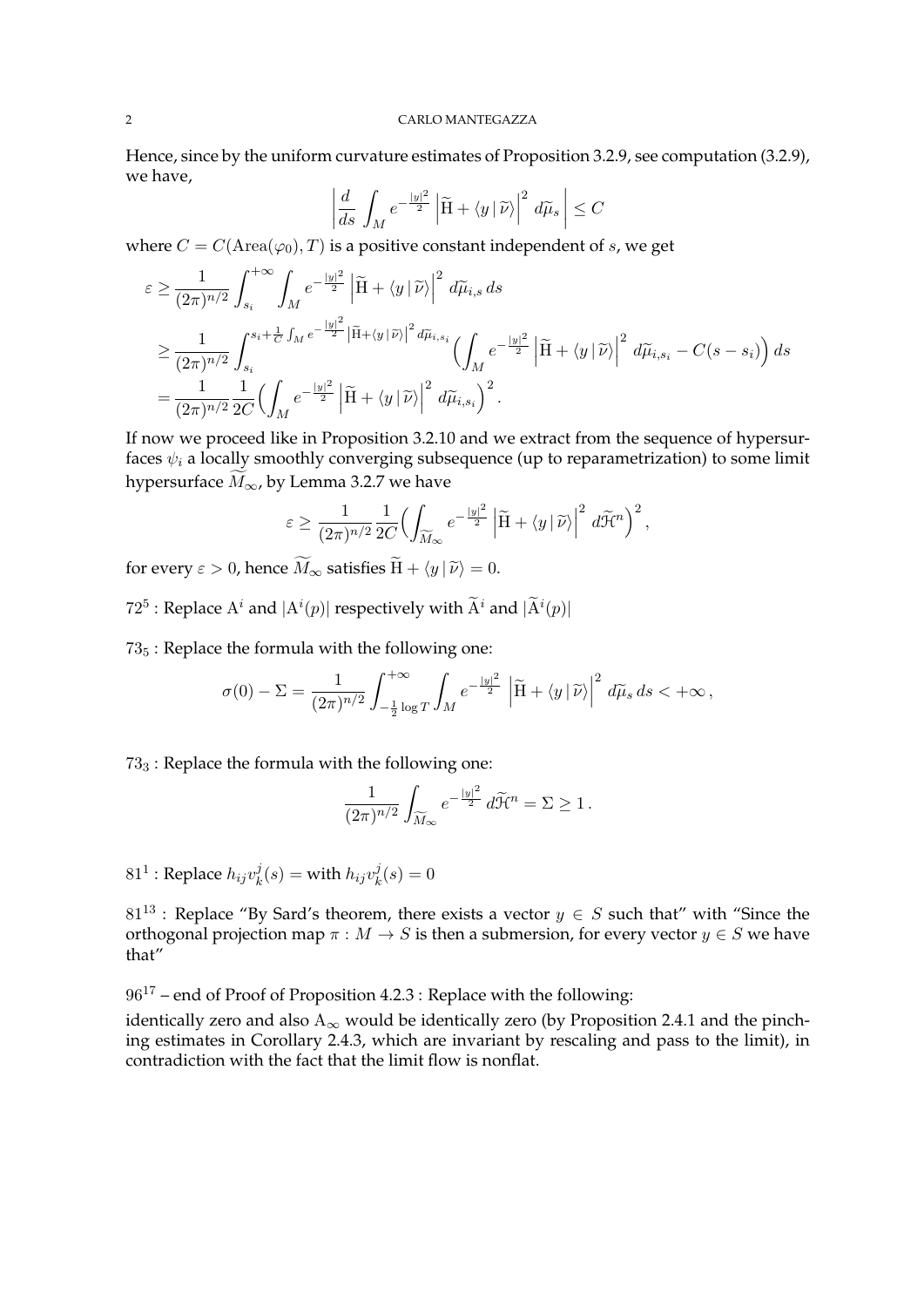Hence, since by the uniform curvature estimates of Proposition 3.2.9, see computation (3.2.9), we have,

$$\left| \frac{d}{ds} \int_M e^{-\frac{|y|^2}{2}} \left| \widetilde{\mathrm{H}} + \langle y \,|\, \widetilde{\nu} \rangle \right|^2 \, d\widetilde{\mu}_s \right| \leq C$$

where $C = C(\mathrm{Area}(\varphi_0), T)$ is a positive constant independent of $s$, we get

$$\begin{aligned}
\varepsilon &\geq \frac{1}{(2\pi)^{n/2}} \int_{s_i}^{+\infty} \int_M e^{-\frac{|y|^2}{2}} \left| \widetilde{\mathrm{H}} + \langle y \,|\, \widetilde{\nu} \rangle \right|^2 \, d\widetilde{\mu}_{i,s} \, ds \\
&\geq \frac{1}{(2\pi)^{n/2}} \int_{s_i}^{s_i + \frac{1}{C} \int_M e^{-\frac{|y|^2}{2}} \left| \widetilde{\mathrm{H}} + \langle y \,|\, \widetilde{\nu} \rangle \right|^2 d\widetilde{\mu}_{i,s_i}} \Big( \int_M e^{-\frac{|y|^2}{2}} \left| \widetilde{\mathrm{H}} + \langle y \,|\, \widetilde{\nu} \rangle \right|^2 \, d\widetilde{\mu}_{i,s_i} - C(s - s_i) \Big) \, ds \\
&= \frac{1}{(2\pi)^{n/2}} \frac{1}{2C} \Big( \int_M e^{-\frac{|y|^2}{2}} \left| \widetilde{\mathrm{H}} + \langle y \,|\, \widetilde{\nu} \rangle \right|^2 \, d\widetilde{\mu}_{i,s_i} \Big)^2 .
\end{aligned}$$

If now we proceed like in Proposition 3.2.10 and we extract from the sequence of hypersurfaces $\psi_i$ a locally smoothly converging subsequence (up to reparametrization) to some limit hypersurface $\widetilde{M}_\infty$, by Lemma 3.2.7 we have

$$\varepsilon \geq \frac{1}{(2\pi)^{n/2}} \frac{1}{2C} \Big( \int_{\widetilde{M}_\infty} e^{-\frac{|y|^2}{2}} \left| \widetilde{\mathrm{H}} + \langle y \,|\, \widetilde{\nu} \rangle \right|^2 \, d\widetilde{\mathcal{H}}^n \Big)^2 ,$$

for every $\varepsilon > 0$, hence $\widetilde{M}_\infty$ satisfies $\widetilde{\mathrm{H}} + \langle y \,|\, \widetilde{\nu} \rangle = 0$.

$72^5$ : Replace $\mathrm{A}^i$ and $|\mathrm{A}^i(p)|$ respectively with $\widetilde{\mathrm{A}}^i$ and $|\widetilde{\mathrm{A}}^i(p)|$

$73_5$ : Replace the formula with the following one:

$$\sigma(0) - \Sigma = \frac{1}{(2\pi)^{n/2}} \int_{-\frac{1}{2}\log T}^{+\infty} \int_M e^{-\frac{|y|^2}{2}} \left| \widetilde{\mathrm{H}} + \langle y \,|\, \widetilde{\nu} \rangle \right|^2 \, d\widetilde{\mu}_s \, ds < +\infty \, ,$$

$73_3$ : Replace the formula with the following one:

$$\frac{1}{(2\pi)^{n/2}} \int_{\widetilde{M}_\infty} e^{-\frac{|y|^2}{2}} \, d\widetilde{\mathcal{H}}^n = \Sigma \geq 1 \, .$$

$81^1$ : Replace $h_{ij} v_k^j(s) =$ with $h_{ij} v_k^j(s) = 0$

$81^{13}$ : Replace "By Sard's theorem, there exists a vector $y \in S$ such that" with "Since the orthogonal projection map $\pi : M \to S$ is then a submersion, for every vector $y \in S$ we have that"

$96^{17}$ – end of Proof of Proposition 4.2.3 : Replace with the following:

identically zero and also $\mathrm{A}_\infty$ would be identically zero (by Proposition 2.4.1 and the pinching estimates in Corollary 2.4.3, which are invariant by rescaling and pass to the limit), in contradiction with the fact that the limit flow is nonflat.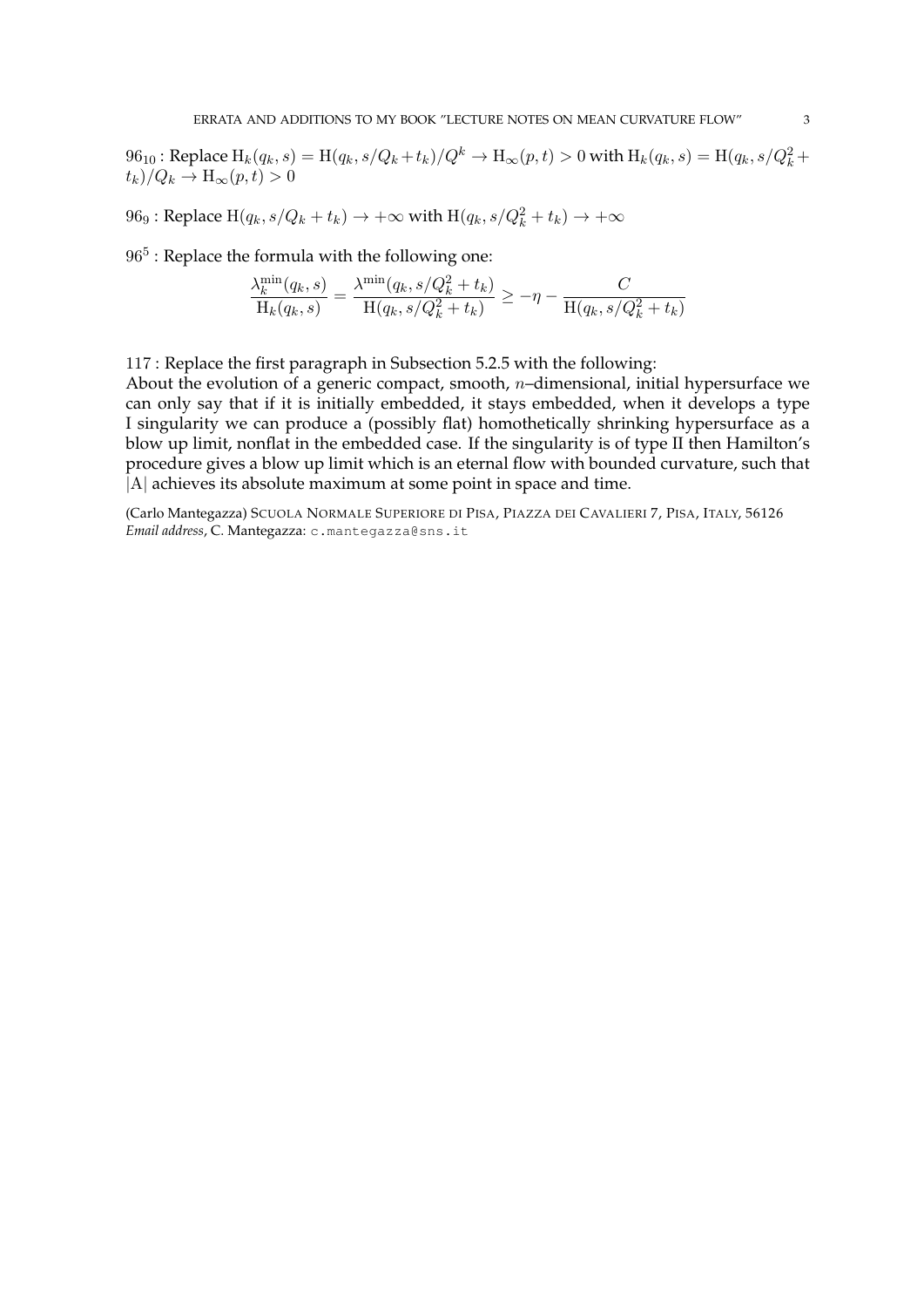$96_{10}$ : Replace $\mathrm{H}_k(q_k, s) = \mathrm{H}(q_k, s/Q_k + t_k)/Q^k \to \mathrm{H}_\infty(p, t) > 0$ with $\mathrm{H}_k(q_k, s) = \mathrm{H}(q_k, s/Q_k^2 + t_k)/Q_k \to \mathrm{H}_\infty(p, t) > 0$

$96_9$ : Replace $\mathrm{H}(q_k, s/Q_k + t_k) \to +\infty$ with $\mathrm{H}(q_k, s/Q_k^2 + t_k) \to +\infty$

$96^5$ : Replace the formula with the following one:

$$\frac{\lambda_k^{\min}(q_k, s)}{\mathrm{H}_k(q_k, s)} = \frac{\lambda^{\min}(q_k, s/Q_k^2 + t_k)}{\mathrm{H}(q_k, s/Q_k^2 + t_k)} \geq -\eta - \frac{C}{\mathrm{H}(q_k, s/Q_k^2 + t_k)}$$

117 : Replace the first paragraph in Subsection 5.2.5 with the following:
About the evolution of a generic compact, smooth, $n$–dimensional, initial hypersurface we can only say that if it is initially embedded, it stays embedded, when it develops a type I singularity we can produce a (possibly flat) homothetically shrinking hypersurface as a blow up limit, nonflat in the embedded case. If the singularity is of type II then Hamilton's procedure gives a blow up limit which is an eternal flow with bounded curvature, such that $|\mathrm{A}|$ achieves its absolute maximum at some point in space and time.

(Carlo Mantegazza) Scuola Normale Superiore di Pisa, Piazza dei Cavalieri 7, Pisa, Italy, 56126
*Email address*, C. Mantegazza: c.mantegazza@sns.it